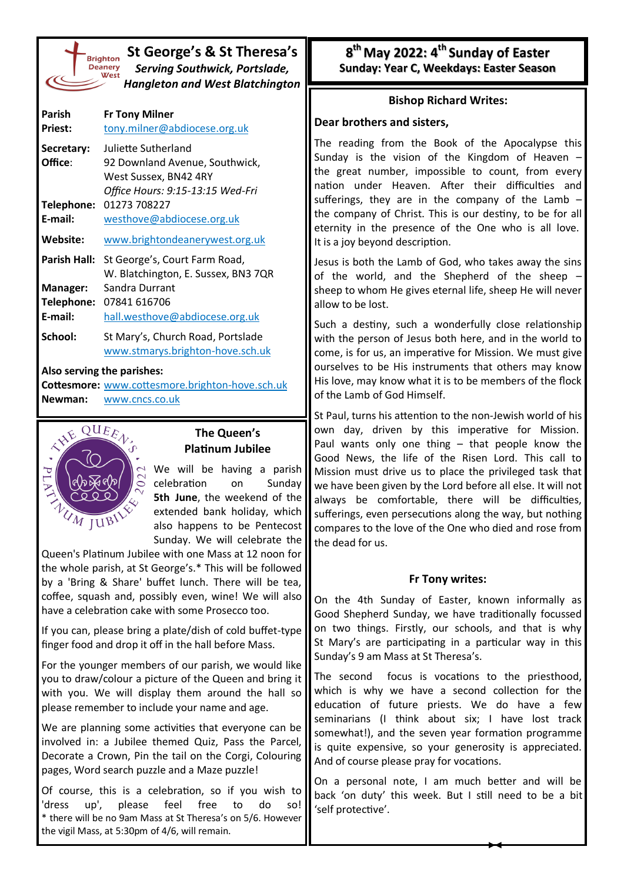# St George's & St Theresa's

*Serving Southwick, Portslade, Hangleton and West Blatchington*

| | |
|---|---|
| **Parish Priest:** | **Fr Tony Milner** tony.milner@abdiocese.org.uk |
| **Secretary:** | Juliette Sutherland |
| **Office:** | 92 Downland Avenue, Southwick, West Sussex, BN42 4RY *Office Hours: 9:15-13:15 Wed-Fri* |
| **Telephone:** | 01273 708227 |
| **E-mail:** | westhove@abdiocese.org.uk |
| **Website:** | www.brightondeanerywest.org.uk |
| **Parish Hall:** | St George's, Court Farm Road, W. Blatchington, E. Sussex, BN3 7QR |
| **Manager:** | Sandra Durrant |
| **Telephone:** | 07841 616706 |
| **E-mail:** | hall.westhove@abdiocese.org.uk |
| **School:** | St Mary's, Church Road, Portslade www.stmarys.brighton-hove.sch.uk |

**Also serving the parishes:**

**Cottesmore:** www.cottesmore.brighton-hove.sch.uk

**Newman:** www.cncs.co.uk

## The Queen's Platinum Jubilee

We will be having a parish celebration on Sunday **5th June**, the weekend of the extended bank holiday, which also happens to be Pentecost Sunday. We will celebrate the Queen's Platinum Jubilee with one Mass at 12 noon for the whole parish, at St George's.* This will be followed by a 'Bring & Share' buffet lunch. There will be tea, coffee, squash and, possibly even, wine! We will also have a celebration cake with some Prosecco too.

If you can, please bring a plate/dish of cold buffet-type finger food and drop it off in the hall before Mass.

For the younger members of our parish, we would like you to draw/colour a picture of the Queen and bring it with you. We will display them around the hall so please remember to include your name and age.

We are planning some activities that everyone can be involved in: a Jubilee themed Quiz, Pass the Parcel, Decorate a Crown, Pin the tail on the Corgi, Colouring pages, Word search puzzle and a Maze puzzle!

Of course, this is a celebration, so if you wish to 'dress up', please feel free to do so!

\* there will be no 9am Mass at St Theresa's on 5/6. However the vigil Mass, at 5:30pm of 4/6, will remain.

## 8th May 2022: 4th Sunday of Easter

**Sunday: Year C, Weekdays: Easter Season**

### Bishop Richard Writes:

**Dear brothers and sisters,**

The reading from the Book of the Apocalypse this Sunday is the vision of the Kingdom of Heaven – the great number, impossible to count, from every nation under Heaven. After their difficulties and sufferings, they are in the company of the Lamb – the company of Christ. This is our destiny, to be for all eternity in the presence of the One who is all love. It is a joy beyond description.

Jesus is both the Lamb of God, who takes away the sins of the world, and the Shepherd of the sheep – sheep to whom He gives eternal life, sheep He will never allow to be lost.

Such a destiny, such a wonderfully close relationship with the person of Jesus both here, and in the world to come, is for us, an imperative for Mission. We must give ourselves to be His instruments that others may know His love, may know what it is to be members of the flock of the Lamb of God Himself.

St Paul, turns his attention to the non-Jewish world of his own day, driven by this imperative for Mission. Paul wants only one thing – that people know the Good News, the life of the Risen Lord. This call to Mission must drive us to place the privileged task that we have been given by the Lord before all else. It will not always be comfortable, there will be difficulties, sufferings, even persecutions along the way, but nothing compares to the love of the One who died and rose from the dead for us.

### Fr Tony writes:

On the 4th Sunday of Easter, known informally as Good Shepherd Sunday, we have traditionally focussed on two things. Firstly, our schools, and that is why St Mary's are participating in a particular way in this Sunday's 9 am Mass at St Theresa's.

The second focus is vocations to the priesthood, which is why we have a second collection for the education of future priests. We do have a few seminarians (I think about six; I have lost track somewhat!), and the seven year formation programme is quite expensive, so your generosity is appreciated. And of course please pray for vocations.

On a personal note, I am much better and will be back 'on duty' this week. But I still need to be a bit 'self protective'.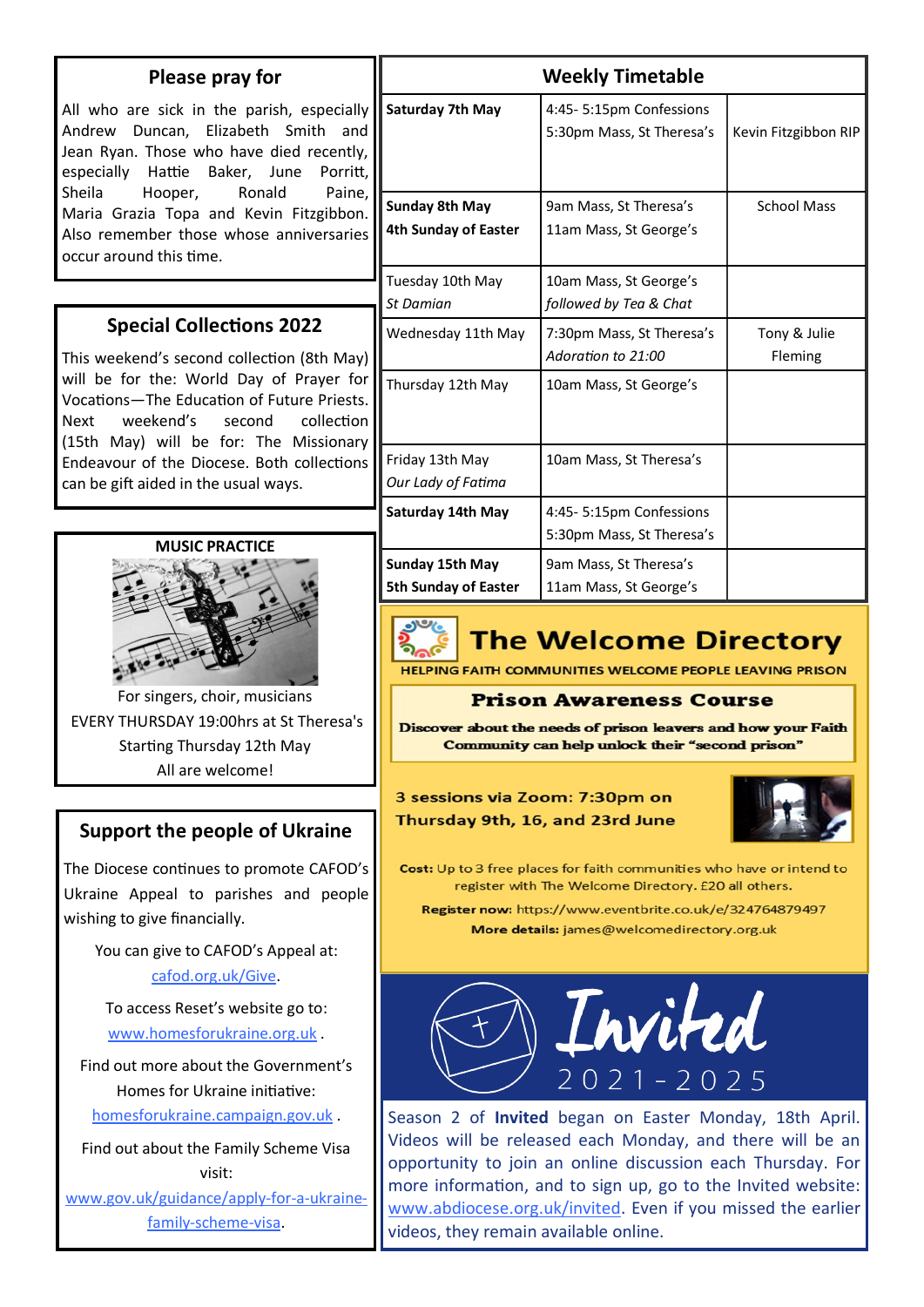## Please pray for

All who are sick in the parish, especially Andrew Duncan, Elizabeth Smith and Jean Ryan. Those who have died recently, especially Hattie Baker, June Porritt, Sheila Hooper, Ronald Paine, Maria Grazia Topa and Kevin Fitzgibbon. Also remember those whose anniversaries occur around this time.

## Special Collections 2022

This weekend's second collection (8th May) will be for the: World Day of Prayer for Vocations—The Education of Future Priests. Next weekend's second collection (15th May) will be for: The Missionary Endeavour of the Diocese. Both collections can be gift aided in the usual ways.

## MUSIC PRACTICE

For singers, choir, musicians

EVERY THURSDAY 19:00hrs at St Theresa's

Starting Thursday 12th May

All are welcome!

## Support the people of Ukraine

The Diocese continues to promote CAFOD's Ukraine Appeal to parishes and people wishing to give financially.

You can give to CAFOD's Appeal at: cafod.org.uk/Give.

To access Reset's website go to: www.homesforukraine.org.uk .

Find out more about the Government's Homes for Ukraine initiative: homesforukraine.campaign.gov.uk .

Find out about the Family Scheme Visa visit: www.gov.uk/guidance/apply-for-a-ukraine-family-scheme-visa.

## Weekly Timetable

| | | |
|---|---|---|
| **Saturday 7th May** | 4:45- 5:15pm Confessions<br>5:30pm Mass, St Theresa's | Kevin Fitzgibbon RIP |
| **Sunday 8th May**<br>**4th Sunday of Easter** | 9am Mass, St Theresa's<br>11am Mass, St George's | School Mass |
| Tuesday 10th May<br>*St Damian* | 10am Mass, St George's<br>*followed by Tea & Chat* | |
| Wednesday 11th May | 7:30pm Mass, St Theresa's<br>*Adoration to 21:00* | Tony & Julie Fleming |
| Thursday 12th May | 10am Mass, St George's | |
| Friday 13th May<br>*Our Lady of Fatima* | 10am Mass, St Theresa's | |
| **Saturday 14th May** | 4:45- 5:15pm Confessions<br>5:30pm Mass, St Theresa's | |
| **Sunday 15th May**<br>**5th Sunday of Easter** | 9am Mass, St Theresa's<br>11am Mass, St George's | |

## The Welcome Directory

HELPING FAITH COMMUNITIES WELCOME PEOPLE LEAVING PRISON

### Prison Awareness Course

**Discover about the needs of prison leavers and how your Faith Community can help unlock their "second prison"**

**3 sessions via Zoom: 7:30pm on Thursday 9th, 16, and 23rd June**

**Cost:** Up to 3 free places for faith communities who have or intend to register with The Welcome Directory. £20 all others.

**Register now:** https://www.eventbrite.co.uk/e/324764879497

**More details:** james@welcomedirectory.org.uk

## Invited

2021 - 2025

Season 2 of **Invited** began on Easter Monday, 18th April. Videos will be released each Monday, and there will be an opportunity to join an online discussion each Thursday. For more information, and to sign up, go to the Invited website: www.abdiocese.org.uk/invited. Even if you missed the earlier videos, they remain available online.